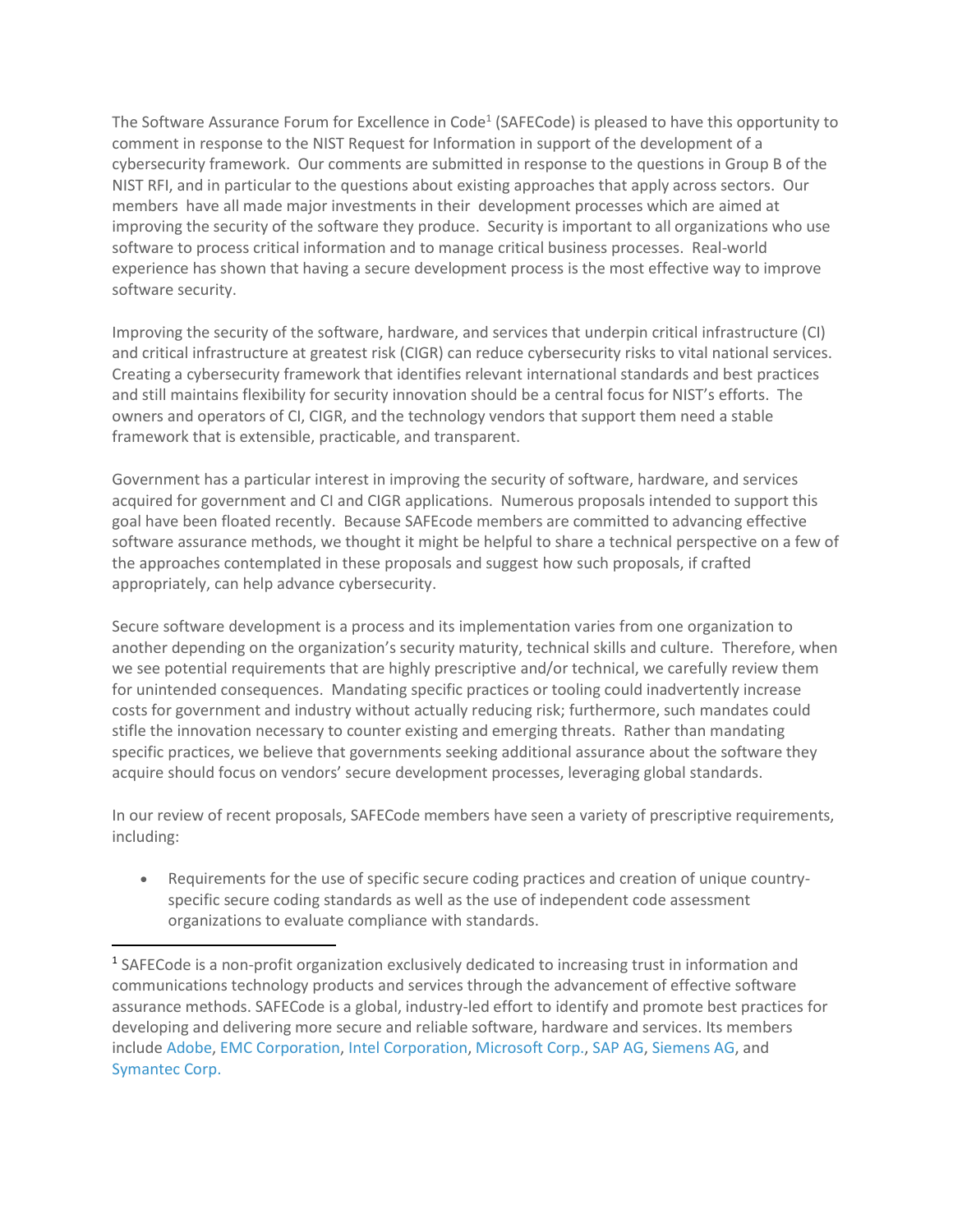The Software Assurance Forum for Excellence in Code[1] (SAFECode) is pleased to have this opportunity to comment in response to the NIST Request for Information in support of the development of a cybersecurity framework. Our comments are submitted in response to the questions in Group B of the NIST RFI, and in particular to the questions about existing approaches that apply across sectors. Our members have all made major investments in their development processes which are aimed at improving the security of the software they produce. Security is important to all organizations who use software to process critical information and to manage critical business processes. Real-world experience has shown that having a secure development process is the most effective way to improve software security.

Improving the security of the software, hardware, and services that underpin critical infrastructure (CI) and critical infrastructure at greatest risk (CIGR) can reduce cybersecurity risks to vital national services. Creating a cybersecurity framework that identifies relevant international standards and best practices and still maintains flexibility for security innovation should be a central focus for NIST's efforts. The owners and operators of CI, CIGR, and the technology vendors that support them need a stable framework that is extensible, practicable, and transparent.

Government has a particular interest in improving the security of software, hardware, and services acquired for government and CI and CIGR applications. Numerous proposals intended to support this goal have been floated recently. Because SAFEcode members are committed to advancing effective software assurance methods, we thought it might be helpful to share a technical perspective on a few of the approaches contemplated in these proposals and suggest how such proposals, if crafted appropriately, can help advance cybersecurity.

Secure software development is a process and its implementation varies from one organization to another depending on the organization's security maturity, technical skills and culture. Therefore, when we see potential requirements that are highly prescriptive and/or technical, we carefully review them for unintended consequences. Mandating specific practices or tooling could inadvertently increase costs for government and industry without actually reducing risk; furthermore, such mandates could stifle the innovation necessary to counter existing and emerging threats. Rather than mandating specific practices, we believe that governments seeking additional assurance about the software they acquire should focus on vendors' secure development processes, leveraging global standards.

In our review of recent proposals, SAFECode members have seen a variety of prescriptive requirements, including:

- Requirements for the use of specific secure coding practices and creation of unique country-specific secure coding standards as well as the use of independent code assessment organizations to evaluate compliance with standards.

[1] SAFECode is a non-profit organization exclusively dedicated to increasing trust in information and communications technology products and services through the advancement of effective software assurance methods. SAFECode is a global, industry-led effort to identify and promote best practices for developing and delivering more secure and reliable software, hardware and services. Its members include Adobe, EMC Corporation, Intel Corporation, Microsoft Corp., SAP AG, Siemens AG, and Symantec Corp.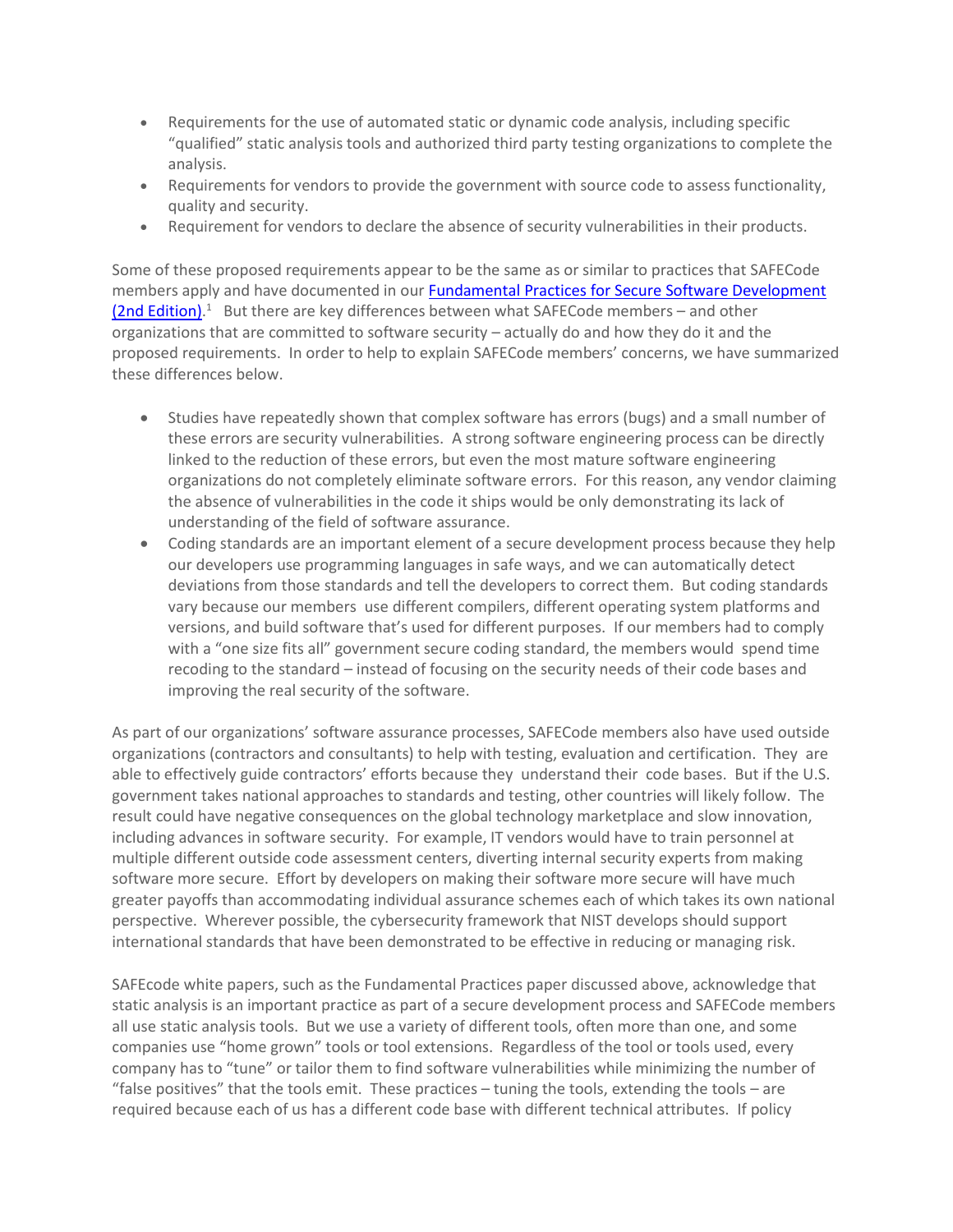- Requirements for the use of automated static or dynamic code analysis, including specific "qualified" static analysis tools and authorized third party testing organizations to complete the analysis.
- Requirements for vendors to provide the government with source code to assess functionality, quality and security.
- Requirement for vendors to declare the absence of security vulnerabilities in their products.

Some of these proposed requirements appear to be the same as or similar to practices that SAFECode members apply and have documented in our [Fundamental Practices for Secure Software Development (2nd Edition)](). [1] But there are key differences between what SAFECode members – and other organizations that are committed to software security – actually do and how they do it and the proposed requirements. In order to help to explain SAFECode members' concerns, we have summarized these differences below.

- Studies have repeatedly shown that complex software has errors (bugs) and a small number of these errors are security vulnerabilities. A strong software engineering process can be directly linked to the reduction of these errors, but even the most mature software engineering organizations do not completely eliminate software errors. For this reason, any vendor claiming the absence of vulnerabilities in the code it ships would be only demonstrating its lack of understanding of the field of software assurance.
- Coding standards are an important element of a secure development process because they help our developers use programming languages in safe ways, and we can automatically detect deviations from those standards and tell the developers to correct them. But coding standards vary because our members use different compilers, different operating system platforms and versions, and build software that's used for different purposes. If our members had to comply with a "one size fits all" government secure coding standard, the members would spend time recoding to the standard – instead of focusing on the security needs of their code bases and improving the real security of the software.

As part of our organizations' software assurance processes, SAFECode members also have used outside organizations (contractors and consultants) to help with testing, evaluation and certification. They are able to effectively guide contractors' efforts because they understand their code bases. But if the U.S. government takes national approaches to standards and testing, other countries will likely follow. The result could have negative consequences on the global technology marketplace and slow innovation, including advances in software security. For example, IT vendors would have to train personnel at multiple different outside code assessment centers, diverting internal security experts from making software more secure. Effort by developers on making their software more secure will have much greater payoffs than accommodating individual assurance schemes each of which takes its own national perspective. Wherever possible, the cybersecurity framework that NIST develops should support international standards that have been demonstrated to be effective in reducing or managing risk.

SAFEcode white papers, such as the Fundamental Practices paper discussed above, acknowledge that static analysis is an important practice as part of a secure development process and SAFECode members all use static analysis tools. But we use a variety of different tools, often more than one, and some companies use "home grown" tools or tool extensions. Regardless of the tool or tools used, every company has to "tune" or tailor them to find software vulnerabilities while minimizing the number of "false positives" that the tools emit. These practices – tuning the tools, extending the tools – are required because each of us has a different code base with different technical attributes. If policy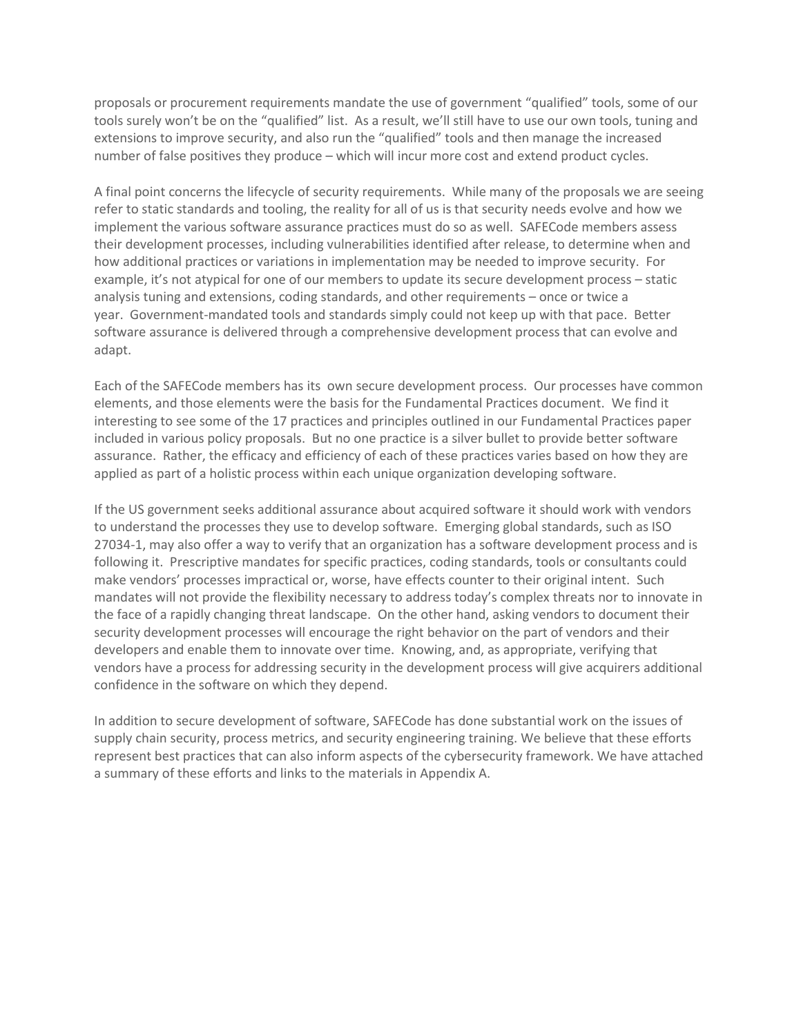proposals or procurement requirements mandate the use of government "qualified" tools, some of our tools surely won't be on the "qualified" list. As a result, we'll still have to use our own tools, tuning and extensions to improve security, and also run the "qualified" tools and then manage the increased number of false positives they produce – which will incur more cost and extend product cycles.

A final point concerns the lifecycle of security requirements. While many of the proposals we are seeing refer to static standards and tooling, the reality for all of us is that security needs evolve and how we implement the various software assurance practices must do so as well. SAFECode members assess their development processes, including vulnerabilities identified after release, to determine when and how additional practices or variations in implementation may be needed to improve security. For example, it's not atypical for one of our members to update its secure development process – static analysis tuning and extensions, coding standards, and other requirements – once or twice a year. Government-mandated tools and standards simply could not keep up with that pace. Better software assurance is delivered through a comprehensive development process that can evolve and adapt.

Each of the SAFECode members has its own secure development process. Our processes have common elements, and those elements were the basis for the Fundamental Practices document. We find it interesting to see some of the 17 practices and principles outlined in our Fundamental Practices paper included in various policy proposals. But no one practice is a silver bullet to provide better software assurance. Rather, the efficacy and efficiency of each of these practices varies based on how they are applied as part of a holistic process within each unique organization developing software.

If the US government seeks additional assurance about acquired software it should work with vendors to understand the processes they use to develop software. Emerging global standards, such as ISO 27034-1, may also offer a way to verify that an organization has a software development process and is following it. Prescriptive mandates for specific practices, coding standards, tools or consultants could make vendors' processes impractical or, worse, have effects counter to their original intent. Such mandates will not provide the flexibility necessary to address today's complex threats nor to innovate in the face of a rapidly changing threat landscape. On the other hand, asking vendors to document their security development processes will encourage the right behavior on the part of vendors and their developers and enable them to innovate over time. Knowing, and, as appropriate, verifying that vendors have a process for addressing security in the development process will give acquirers additional confidence in the software on which they depend.

In addition to secure development of software, SAFECode has done substantial work on the issues of supply chain security, process metrics, and security engineering training. We believe that these efforts represent best practices that can also inform aspects of the cybersecurity framework. We have attached a summary of these efforts and links to the materials in Appendix A.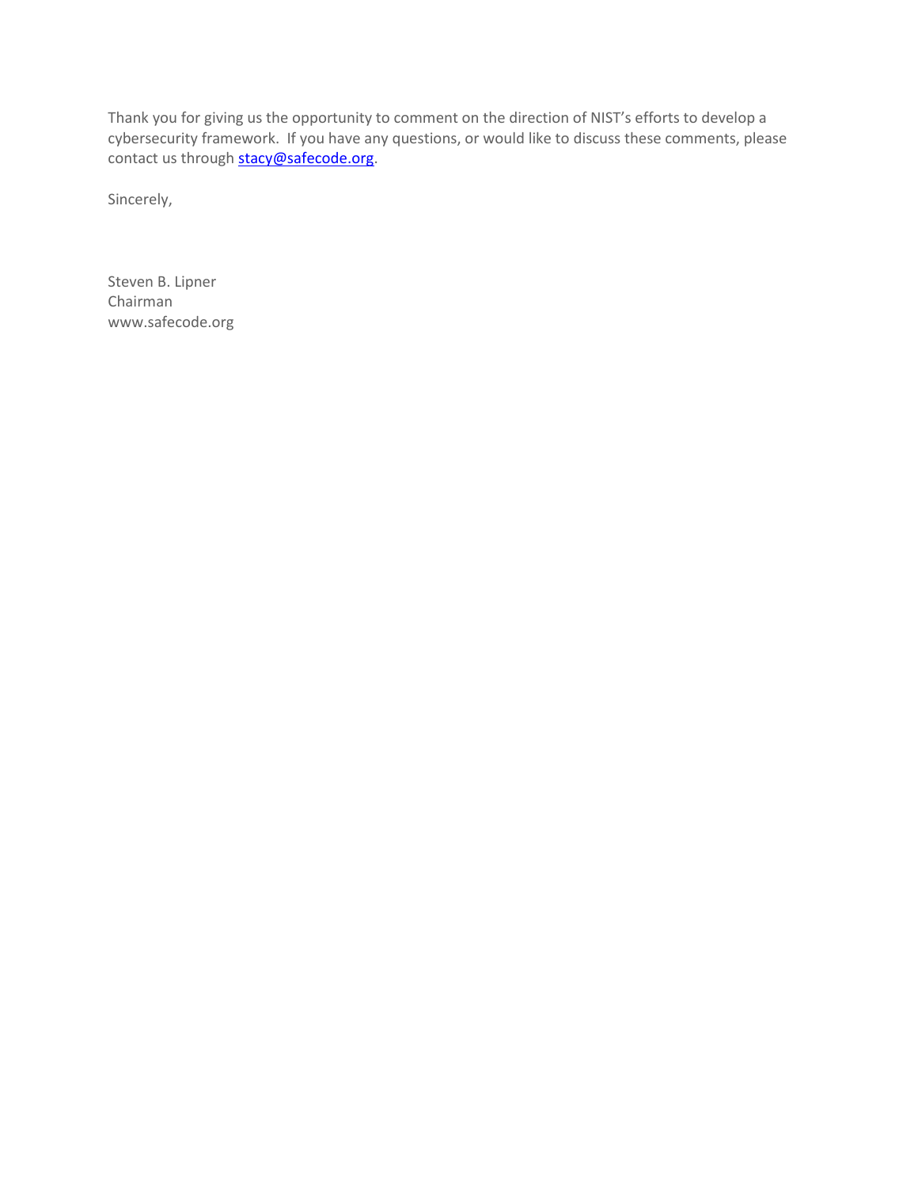Thank you for giving us the opportunity to comment on the direction of NIST's efforts to develop a cybersecurity framework. If you have any questions, or would like to discuss these comments, please contact us through [stacy@safecode.org](mailto:stacy@safecode.org).

Sincerely,

Steven B. Lipner  
Chairman  
www.safecode.org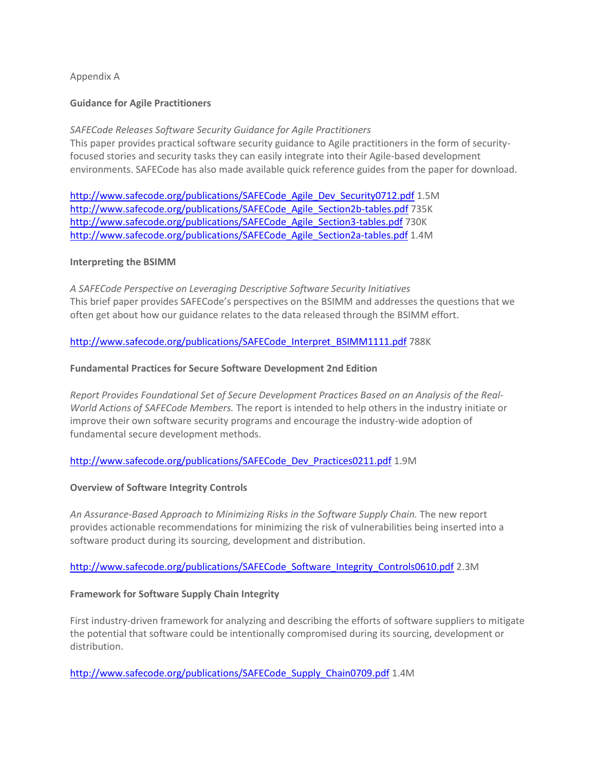Appendix A

**Guidance for Agile Practitioners**

*SAFECode Releases Software Security Guidance for Agile Practitioners*
This paper provides practical software security guidance to Agile practitioners in the form of security-focused stories and security tasks they can easily integrate into their Agile-based development environments. SAFECode has also made available quick reference guides from the paper for download.

http://www.safecode.org/publications/SAFECode_Agile_Dev_Security0712.pdf 1.5M
http://www.safecode.org/publications/SAFECode_Agile_Section2b-tables.pdf 735K
http://www.safecode.org/publications/SAFECode_Agile_Section3-tables.pdf 730K
http://www.safecode.org/publications/SAFECode_Agile_Section2a-tables.pdf 1.4M

**Interpreting the BSIMM**

*A SAFECode Perspective on Leveraging Descriptive Software Security Initiatives*
This brief paper provides SAFECode's perspectives on the BSIMM and addresses the questions that we often get about how our guidance relates to the data released through the BSIMM effort.

http://www.safecode.org/publications/SAFECode_Interpret_BSIMM1111.pdf 788K

**Fundamental Practices for Secure Software Development 2nd Edition**

*Report Provides Foundational Set of Secure Development Practices Based on an Analysis of the Real-World Actions of SAFECode Members.* The report is intended to help others in the industry initiate or improve their own software security programs and encourage the industry-wide adoption of fundamental secure development methods.

http://www.safecode.org/publications/SAFECode_Dev_Practices0211.pdf 1.9M

**Overview of Software Integrity Controls**

*An Assurance-Based Approach to Minimizing Risks in the Software Supply Chain.* The new report provides actionable recommendations for minimizing the risk of vulnerabilities being inserted into a software product during its sourcing, development and distribution.

http://www.safecode.org/publications/SAFECode_Software_Integrity_Controls0610.pdf 2.3M

**Framework for Software Supply Chain Integrity**

First industry-driven framework for analyzing and describing the efforts of software suppliers to mitigate the potential that software could be intentionally compromised during its sourcing, development or distribution.

http://www.safecode.org/publications/SAFECode_Supply_Chain0709.pdf 1.4M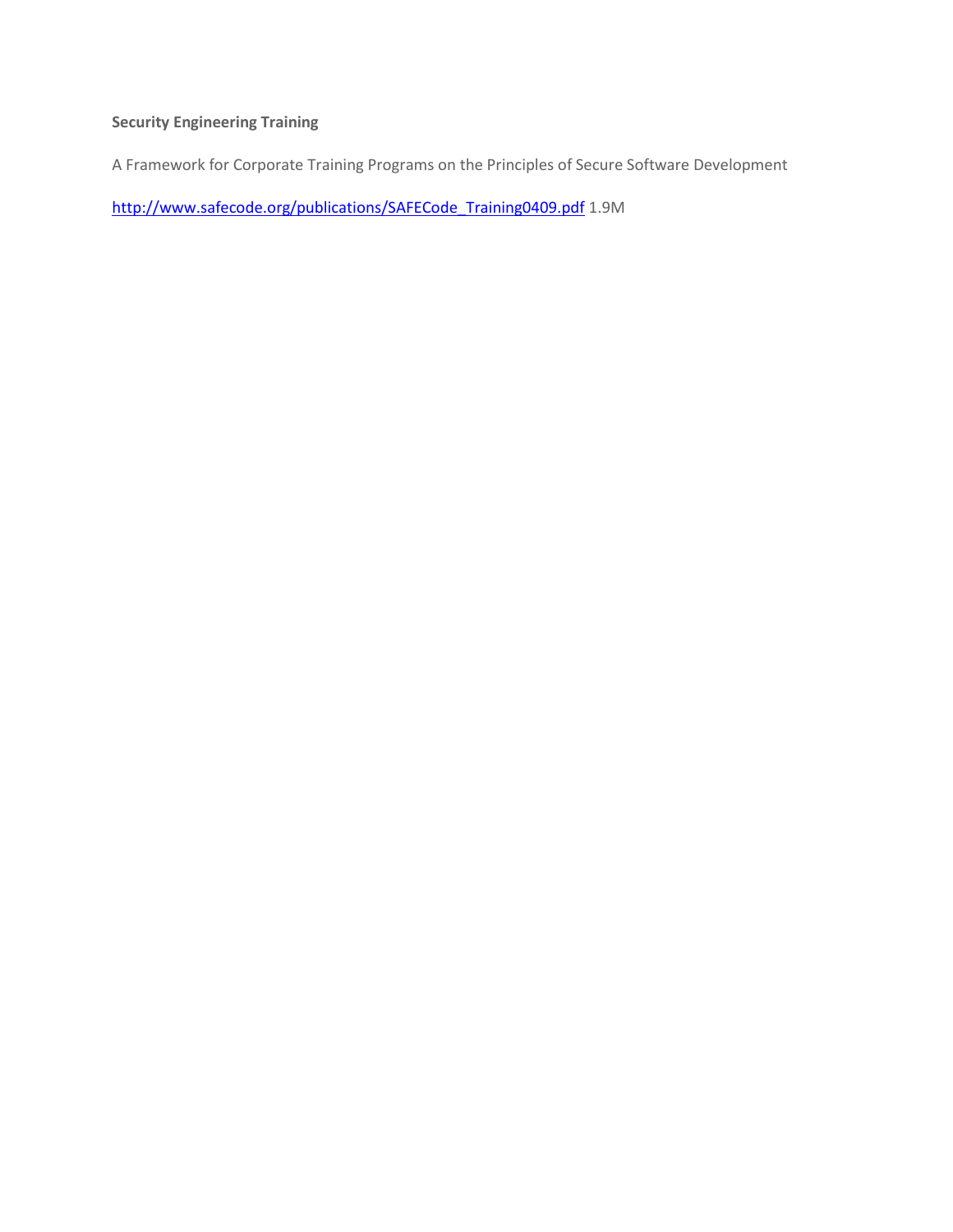**Security Engineering Training**

A Framework for Corporate Training Programs on the Principles of Secure Software Development

[http://www.safecode.org/publications/SAFECode_Training0409.pdf](http://www.safecode.org/publications/SAFECode_Training0409.pdf) 1.9M